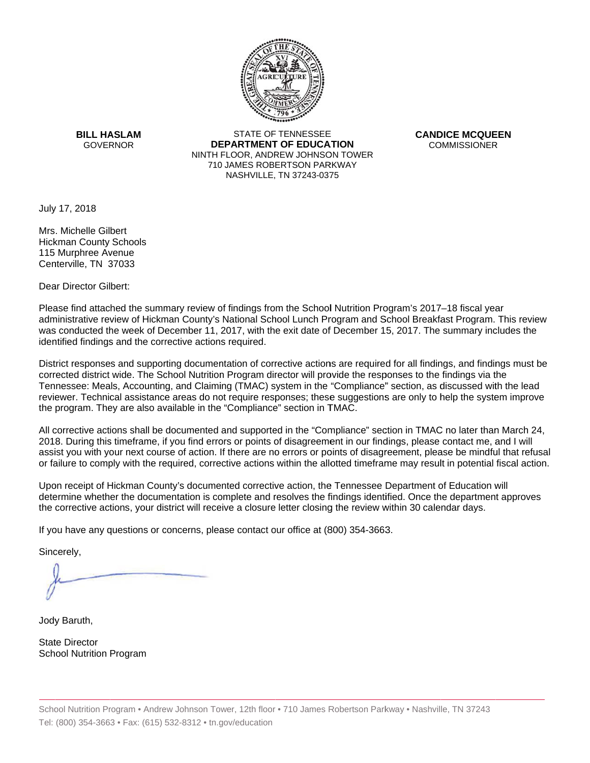**BILL HASLAM**
GOVERNOR

STATE OF TENNESSEE
**DEPARTMENT OF EDUCATION**
NINTH FLOOR, ANDREW JOHNSON TOWER
710 JAMES ROBERTSON PARKWAY
NASHVILLE, TN 37243-0375

**CANDICE MCQUEEN**
COMMISSIONER

July 17, 2018

Mrs. Michelle Gilbert
Hickman County Schools
115 Murphree Avenue
Centerville, TN 37033

Dear Director Gilbert:

Please find attached the summary review of findings from the School Nutrition Program's 2017–18 fiscal year administrative review of Hickman County's National School Lunch Program and School Breakfast Program. This review was conducted the week of December 11, 2017, with the exit date of December 15, 2017. The summary includes the identified findings and the corrective actions required.

District responses and supporting documentation of corrective actions are required for all findings, and findings must be corrected district wide. The School Nutrition Program director will provide the responses to the findings via the Tennessee: Meals, Accounting, and Claiming (TMAC) system in the "Compliance" section, as discussed with the lead reviewer. Technical assistance areas do not require responses; these suggestions are only to help the system improve the program. They are also available in the "Compliance" section in TMAC.

All corrective actions shall be documented and supported in the "Compliance" section in TMAC no later than March 24, 2018. During this timeframe, if you find errors or points of disagreement in our findings, please contact me, and I will assist you with your next course of action. If there are no errors or points of disagreement, please be mindful that refusal or failure to comply with the required, corrective actions within the allotted timeframe may result in potential fiscal action.

Upon receipt of Hickman County's documented corrective action, the Tennessee Department of Education will determine whether the documentation is complete and resolves the findings identified. Once the department approves the corrective actions, your district will receive a closure letter closing the review within 30 calendar days.

If you have any questions or concerns, please contact our office at (800) 354-3663.

Sincerely,

Jody Baruth,

State Director
School Nutrition Program

School Nutrition Program • Andrew Johnson Tower, 12th floor • 710 James Robertson Parkway • Nashville, TN 37243
Tel: (800) 354-3663 • Fax: (615) 532-8312 • tn.gov/education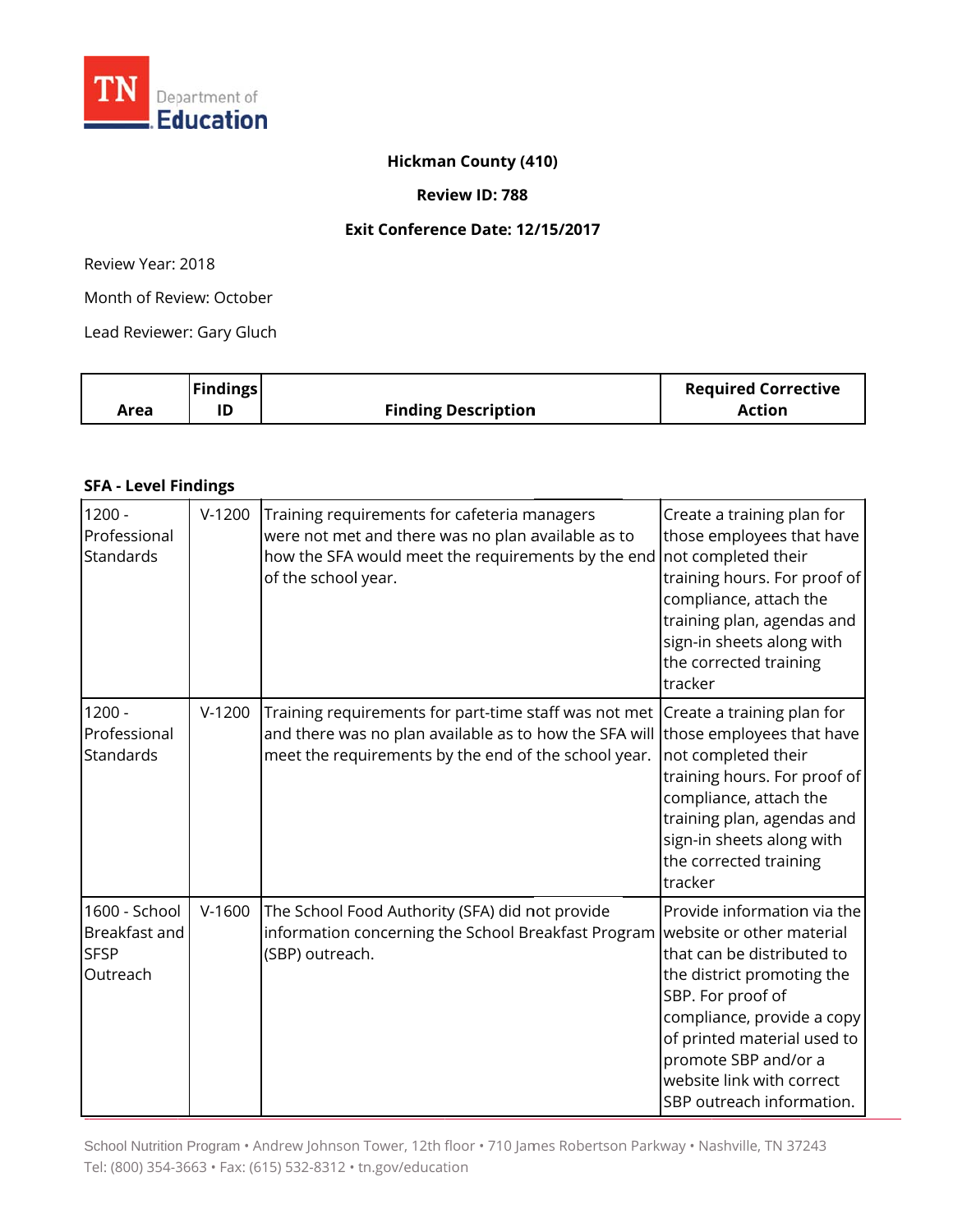**Hickman County (410)**

**Review ID: 788**

**Exit Conference Date: 12/15/2017**

Review Year: 2018

Month of Review: October

Lead Reviewer: Gary Gluch

| Area | Findings ID | Finding Description | Required Corrective Action |
|---|---|---|---|
| **SFA - Level Findings** | | | |
| 1200 - Professional Standards | V-1200 | Training requirements for cafeteria managers were not met and there was no plan available as to how the SFA would meet the requirements by the end of the school year. | Create a training plan for those employees that have not completed their training hours. For proof of compliance, attach the training plan, agendas and sign-in sheets along with the corrected training tracker |
| 1200 - Professional Standards | V-1200 | Training requirements for part-time staff was not met and there was no plan available as to how the SFA will meet the requirements by the end of the school year. | Create a training plan for those employees that have not completed their training hours. For proof of compliance, attach the training plan, agendas and sign-in sheets along with the corrected training tracker |
| 1600 - School Breakfast and SFSP Outreach | V-1600 | The School Food Authority (SFA) did not provide information concerning the School Breakfast Program (SBP) outreach. | Provide information via the website or other material that can be distributed to the district promoting the SBP. For proof of compliance, provide a copy of printed material used to promote SBP and/or a website link with correct SBP outreach information. |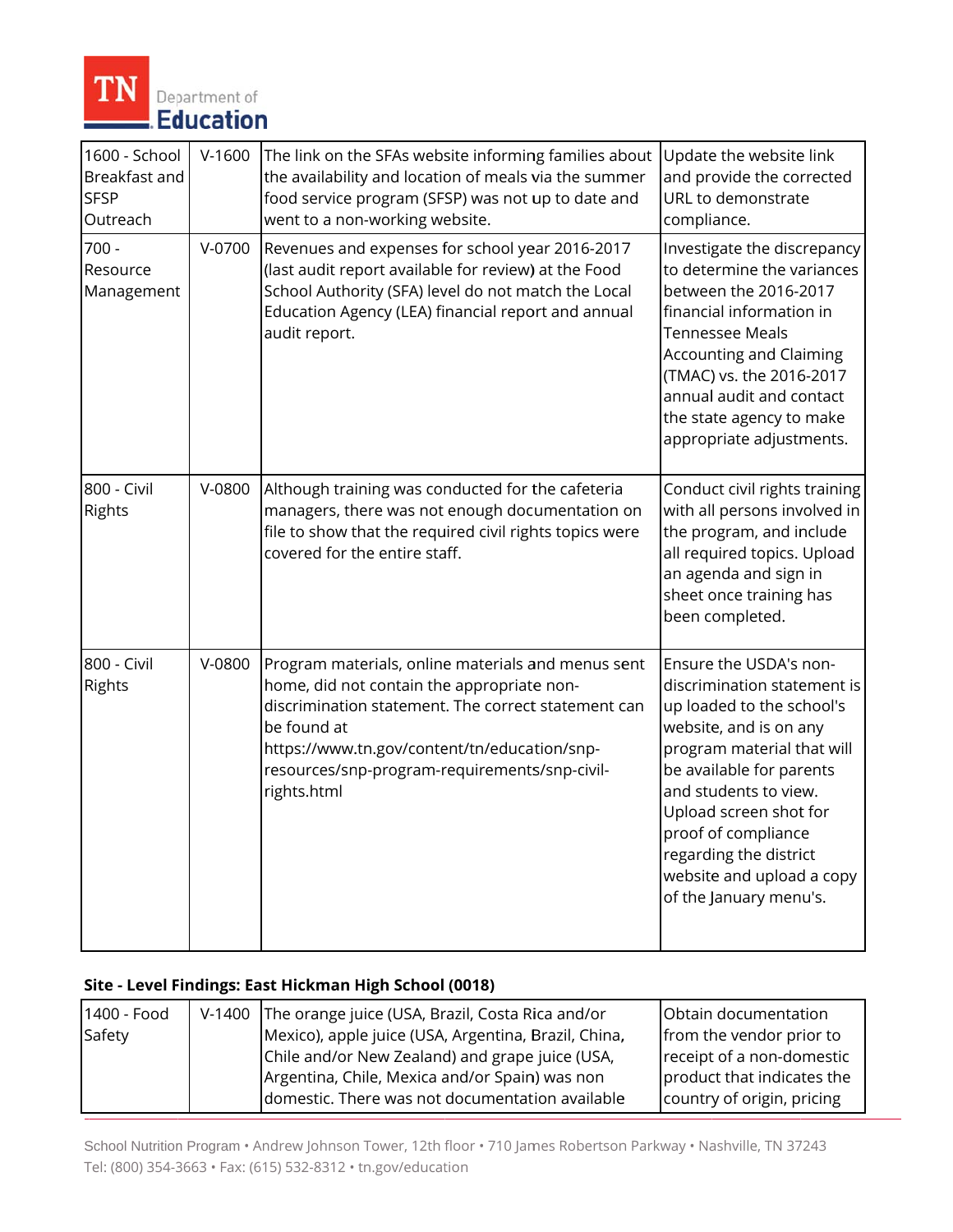| 1600 - School Breakfast and SFSP Outreach | V-1600 | The link on the SFAs website informing families about the availability and location of meals via the summer food service program (SFSP) was not up to date and went to a non-working website. | Update the website link and provide the corrected URL to demonstrate compliance. |
|---|---|---|---|
| 700 - Resource Management | V-0700 | Revenues and expenses for school year 2016-2017 (last audit report available for review) at the Food School Authority (SFA) level do not match the Local Education Agency (LEA) financial report and annual audit report. | Investigate the discrepancy to determine the variances between the 2016-2017 financial information in Tennessee Meals Accounting and Claiming (TMAC) vs. the 2016-2017 annual audit and contact the state agency to make appropriate adjustments. |
| 800 - Civil Rights | V-0800 | Although training was conducted for the cafeteria managers, there was not enough documentation on file to show that the required civil rights topics were covered for the entire staff. | Conduct civil rights training with all persons involved in the program, and include all required topics. Upload an agenda and sign in sheet once training has been completed. |
| 800 - Civil Rights | V-0800 | Program materials, online materials and menus sent home, did not contain the appropriate non-discrimination statement. The correct statement can be found at https://www.tn.gov/content/tn/education/snp-resources/snp-program-requirements/snp-civil-rights.html | Ensure the USDA's non-discrimination statement is up loaded to the school's website, and is on any program material that will be available for parents and students to view. Upload screen shot for proof of compliance regarding the district website and upload a copy of the January menu's. |

**Site - Level Findings: East Hickman High School (0018)**

| 1400 - Food Safety | V-1400 | The orange juice (USA, Brazil, Costa Rica and/or Mexico), apple juice (USA, Argentina, Brazil, China, Chile and/or New Zealand) and grape juice (USA, Argentina, Chile, Mexica and/or Spain) was non domestic. There was not documentation available | Obtain documentation from the vendor prior to receipt of a non-domestic product that indicates the country of origin, pricing |
|---|---|---|---|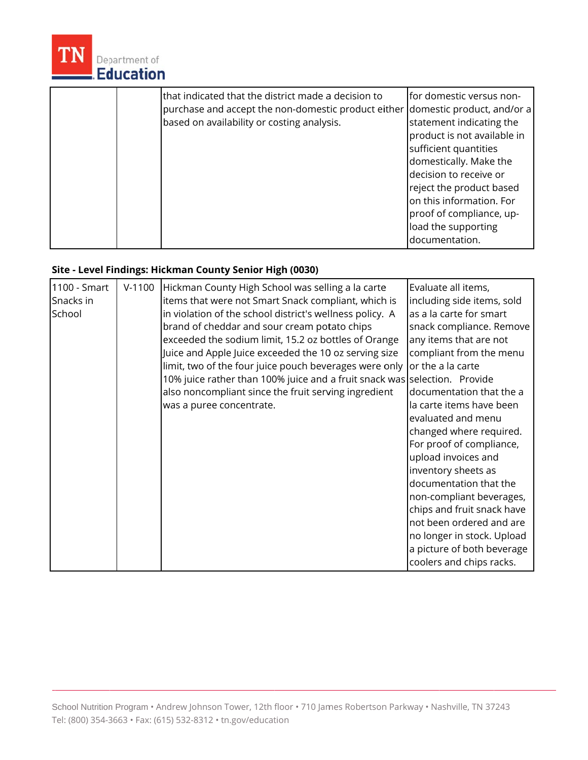| | | | |
|---|---|---|---|
| | | that indicated that the district made a decision to purchase and accept the non-domestic product either based on availability or costing analysis. | for domestic versus non-domestic product, and/or a statement indicating the product is not available in sufficient quantities domestically. Make the decision to receive or reject the product based on this information. For proof of compliance, up-load the supporting documentation. |

**Site - Level Findings: Hickman County Senior High (0030)**

| | | | |
|---|---|---|---|
| 1100 - Smart Snacks in School | V-1100 | Hickman County High School was selling a la carte items that were not Smart Snack compliant, which is in violation of the school district's wellness policy. A brand of cheddar and sour cream potato chips exceeded the sodium limit, 15.2 oz bottles of Orange Juice and Apple Juice exceeded the 10 oz serving size limit, two of the four juice pouch beverages were only 10% juice rather than 100% juice and a fruit snack was also noncompliant since the fruit serving ingredient was a puree concentrate. | Evaluate all items, including side items, sold as a la carte for smart snack compliance. Remove any items that are not compliant from the menu or the a la carte selection. Provide documentation that the a la carte items have been evaluated and menu changed where required. For proof of compliance, upload invoices and inventory sheets as documentation that the non-compliant beverages, chips and fruit snack have not been ordered and are no longer in stock. Upload a picture of both beverage coolers and chips racks. |